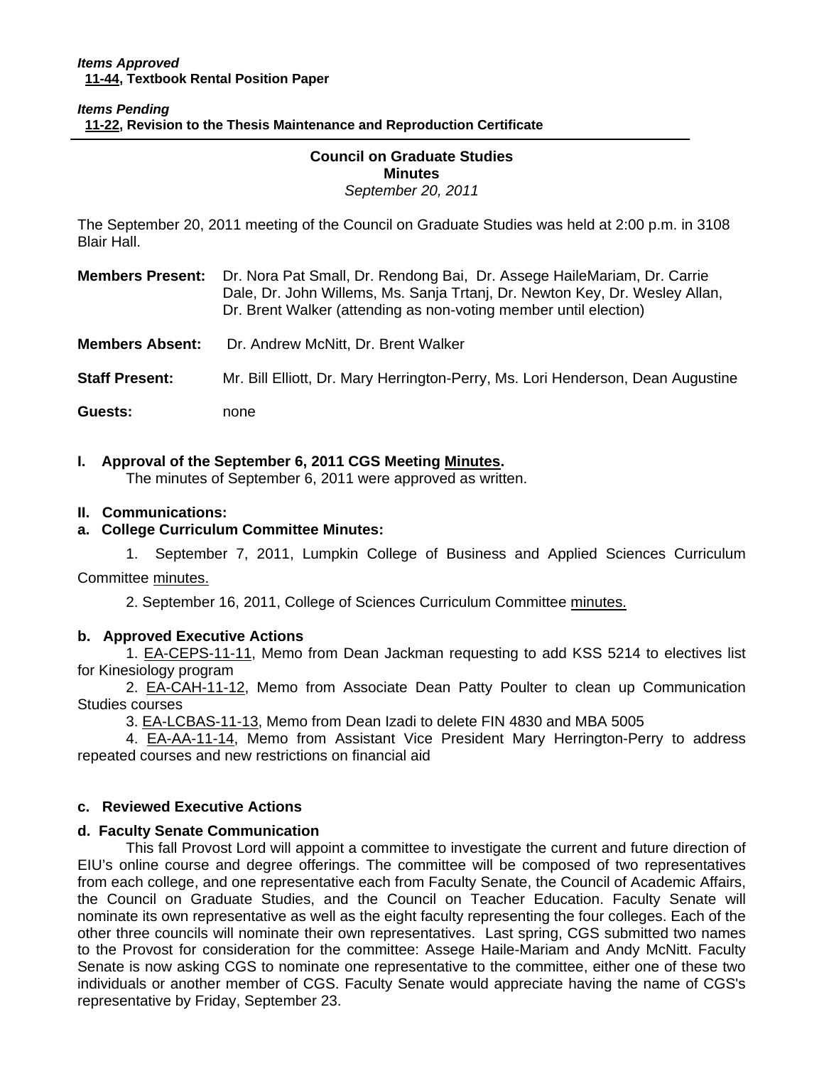***Items Approved***
**11-44, Textbook Rental Position Paper**

***Items Pending***
**11-22, Revision to the Thesis Maintenance and Reproduction Certificate**

---

**Council on Graduate Studies**
**Minutes**
*September 20, 2011*

The September 20, 2011 meeting of the Council on Graduate Studies was held at 2:00 p.m. in 3108 Blair Hall.

**Members Present:** Dr. Nora Pat Small, Dr. Rendong Bai, Dr. Assege HaileMariam, Dr. Carrie Dale, Dr. John Willems, Ms. Sanja Trtanj, Dr. Newton Key, Dr. Wesley Allan, Dr. Brent Walker (attending as non-voting member until election)

**Members Absent:** Dr. Andrew McNitt, Dr. Brent Walker

**Staff Present:** Mr. Bill Elliott, Dr. Mary Herrington-Perry, Ms. Lori Henderson, Dean Augustine

**Guests:** none

**I. Approval of the September 6, 2011 CGS Meeting Minutes.**
The minutes of September 6, 2011 were approved as written.

**II. Communications:**

**a. College Curriculum Committee Minutes:**

1. September 7, 2011, Lumpkin College of Business and Applied Sciences Curriculum Committee minutes.
2. September 16, 2011, College of Sciences Curriculum Committee minutes.

**b. Approved Executive Actions**

1. EA-CEPS-11-11, Memo from Dean Jackman requesting to add KSS 5214 to electives list for Kinesiology program
2. EA-CAH-11-12, Memo from Associate Dean Patty Poulter to clean up Communication Studies courses
3. EA-LCBAS-11-13, Memo from Dean Izadi to delete FIN 4830 and MBA 5005
4. EA-AA-11-14, Memo from Assistant Vice President Mary Herrington-Perry to address repeated courses and new restrictions on financial aid

**c. Reviewed Executive Actions**

**d. Faculty Senate Communication**

This fall Provost Lord will appoint a committee to investigate the current and future direction of EIU's online course and degree offerings. The committee will be composed of two representatives from each college, and one representative each from Faculty Senate, the Council of Academic Affairs, the Council on Graduate Studies, and the Council on Teacher Education. Faculty Senate will nominate its own representative as well as the eight faculty representing the four colleges. Each of the other three councils will nominate their own representatives. Last spring, CGS submitted two names to the Provost for consideration for the committee: Assege Haile-Mariam and Andy McNitt. Faculty Senate is now asking CGS to nominate one representative to the committee, either one of these two individuals or another member of CGS. Faculty Senate would appreciate having the name of CGS's representative by Friday, September 23.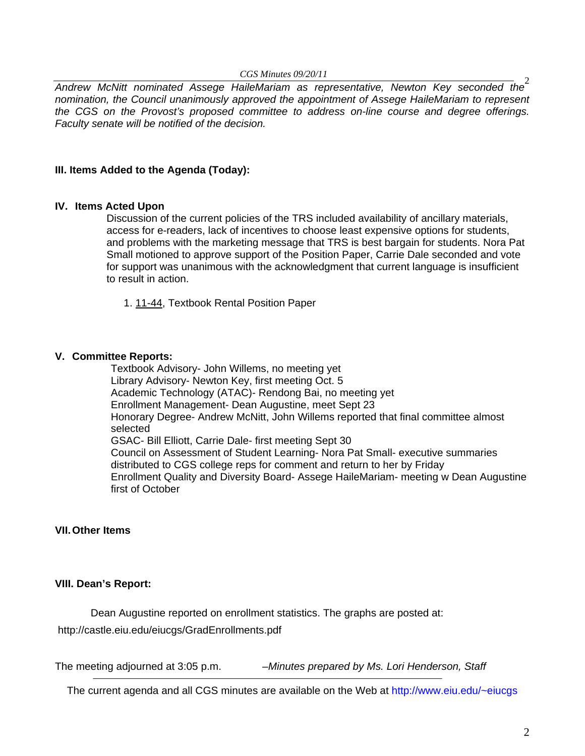*Andrew McNitt nominated Assege HaileMariam as representative, Newton Key seconded the nomination, the Council unanimously approved the appointment of Assege HaileMariam to represent the CGS on the Provost's proposed committee to address on-line course and degree offerings. Faculty senate will be notified of the decision.*

**III. Items Added to the Agenda (Today):**

**IV. Items Acted Upon**

Discussion of the current policies of the TRS included availability of ancillary materials, access for e-readers, lack of incentives to choose least expensive options for students, and problems with the marketing message that TRS is best bargain for students. Nora Pat Small motioned to approve support of the Position Paper, Carrie Dale seconded and vote for support was unanimous with the acknowledgment that current language is insufficient to result in action.

1. 11-44, Textbook Rental Position Paper

**V. Committee Reports:**

Textbook Advisory- John Willems, no meeting yet
Library Advisory- Newton Key, first meeting Oct. 5
Academic Technology (ATAC)- Rendong Bai, no meeting yet
Enrollment Management- Dean Augustine, meet Sept 23
Honorary Degree- Andrew McNitt, John Willems reported that final committee almost selected
GSAC- Bill Elliott, Carrie Dale- first meeting Sept 30
Council on Assessment of Student Learning- Nora Pat Small- executive summaries distributed to CGS college reps for comment and return to her by Friday
Enrollment Quality and Diversity Board- Assege HaileMariam- meeting w Dean Augustine first of October

**VII. Other Items**

**VIII. Dean's Report:**

Dean Augustine reported on enrollment statistics. The graphs are posted at:

http://castle.eiu.edu/eiucgs/GradEnrollments.pdf

The meeting adjourned at 3:05 p.m. *–Minutes prepared by Ms. Lori Henderson, Staff*

The current agenda and all CGS minutes are available on the Web at http://www.eiu.edu/~eiucgs